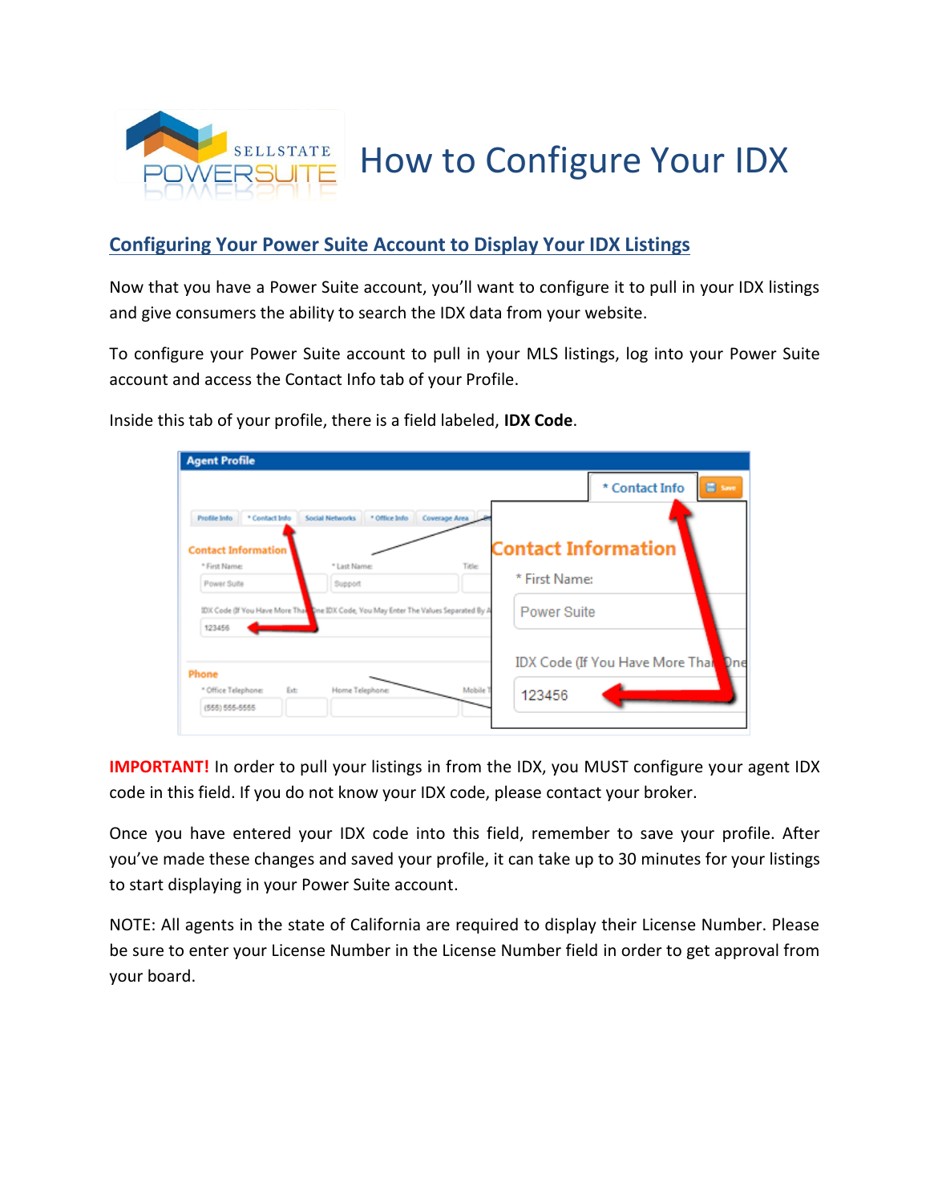# How to Configure Your IDX

## Configuring Your Power Suite Account to Display Your IDX Listings

Now that you have a Power Suite account, you'll want to configure it to pull in your IDX listings and give consumers the ability to search the IDX data from your website.

To configure your Power Suite account to pull in your MLS listings, log into your Power Suite account and access the Contact Info tab of your Profile.

Inside this tab of your profile, there is a field labeled, **IDX Code**.

**IMPORTANT!** In order to pull your listings in from the IDX, you MUST configure your agent IDX code in this field. If you do not know your IDX code, please contact your broker.

Once you have entered your IDX code into this field, remember to save your profile. After you've made these changes and saved your profile, it can take up to 30 minutes for your listings to start displaying in your Power Suite account.

NOTE: All agents in the state of California are required to display their License Number. Please be sure to enter your License Number in the License Number field in order to get approval from your board.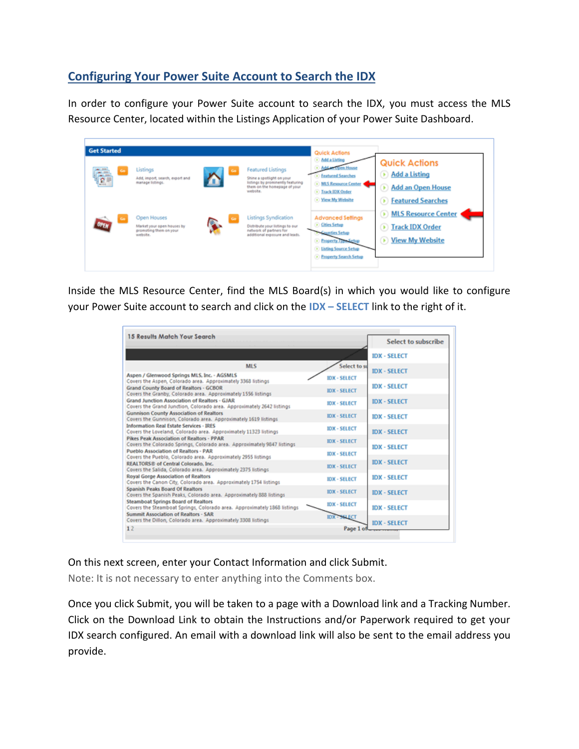## Configuring Your Power Suite Account to Search the IDX

In order to configure your Power Suite account to search the IDX, you must access the MLS Resource Center, located within the Listings Application of your Power Suite Dashboard.

Inside the MLS Resource Center, find the MLS Board(s) in which you would like to configure your Power Suite account to search and click on the **IDX – SELECT** link to the right of it.

On this next screen, enter your Contact Information and click Submit.

Note: It is not necessary to enter anything into the Comments box.

Once you click Submit, you will be taken to a page with a Download link and a Tracking Number. Click on the Download Link to obtain the Instructions and/or Paperwork required to get your IDX search configured. An email with a download link will also be sent to the email address you provide.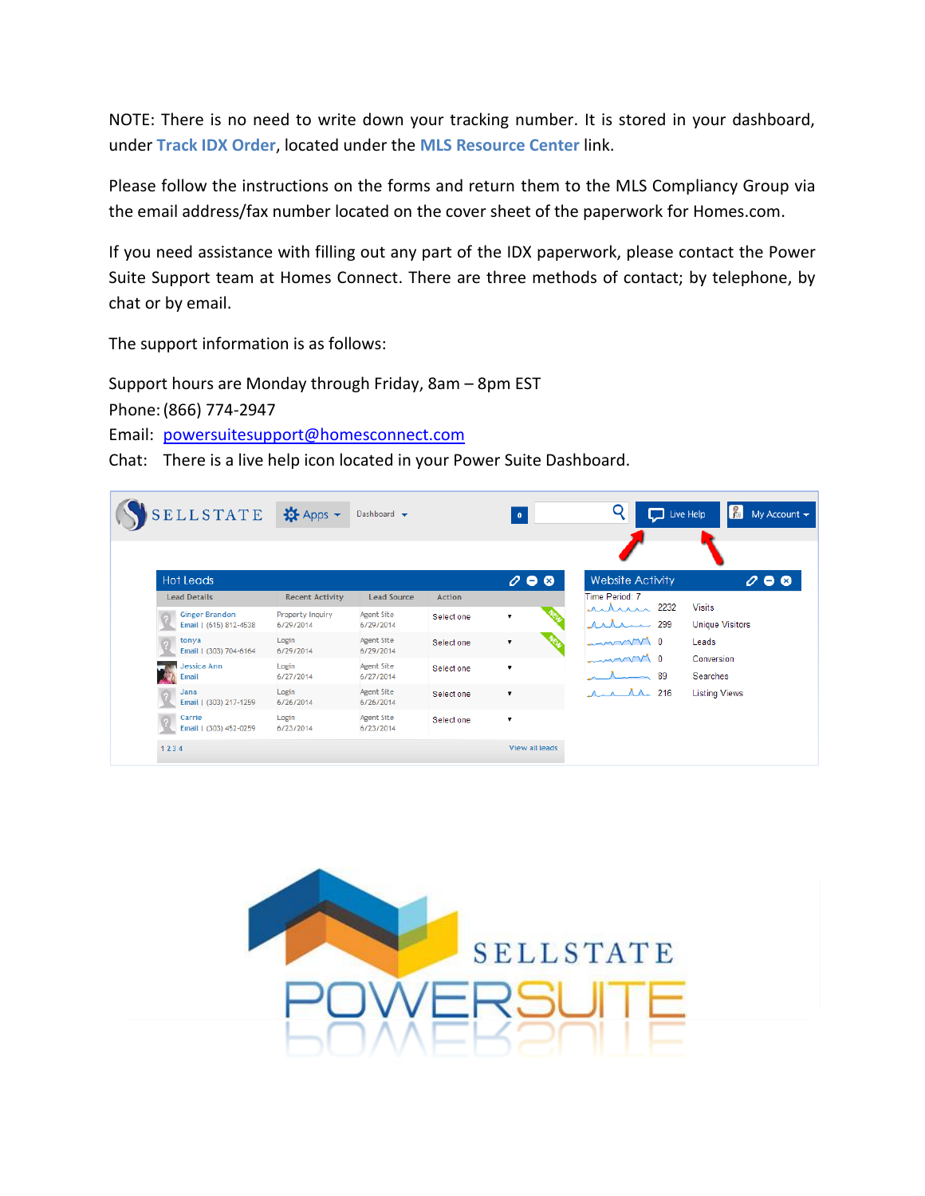NOTE: There is no need to write down your tracking number. It is stored in your dashboard, under **Track IDX Order**, located under the **MLS Resource Center** link.

Please follow the instructions on the forms and return them to the MLS Compliancy Group via the email address/fax number located on the cover sheet of the paperwork for Homes.com.

If you need assistance with filling out any part of the IDX paperwork, please contact the Power Suite Support team at Homes Connect. There are three methods of contact; by telephone, by chat or by email.

The support information is as follows:

Support hours are Monday through Friday, 8am – 8pm EST
Phone: (866) 774-2947
Email: powersuitesupport@homesconnect.com
Chat: There is a live help icon located in your Power Suite Dashboard.